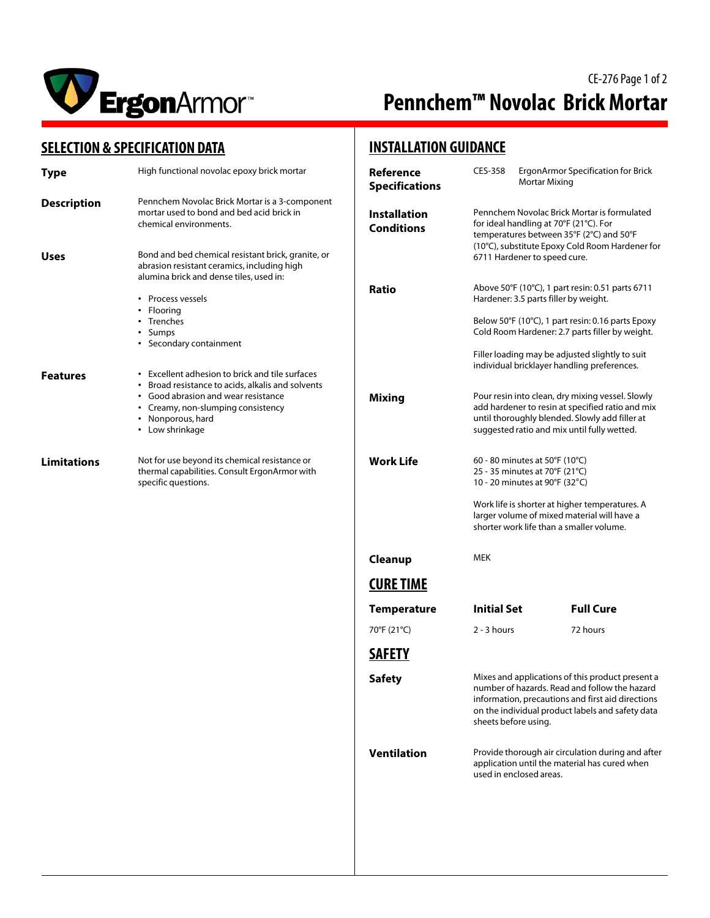# Pennchem™ Novolac Brick Mortar

## SELECTION & SPECIFICATION DATA

**Type**

High functional novolac epoxy brick mortar

**Description**

Pennchem Novolac Brick Mortar is a 3-component mortar used to bond and bed acid brick in chemical environments.

**Uses**

Bond and bed chemical resistant brick, granite, or abrasion resistant ceramics, including high alumina brick and dense tiles, used in:

- Process vessels
- Flooring
- Trenches
- Sumps
- Secondary containment

**Features**

- Excellent adhesion to brick and tile surfaces
- Broad resistance to acids, alkalis and solvents
- Good abrasion and wear resistance
- Creamy, non-slumping consistency
- Nonporous, hard
- Low shrinkage

**Limitations**

Not for use beyond its chemical resistance or thermal capabilities. Consult ErgonArmor with specific questions.

## INSTALLATION GUIDANCE

**Reference Specifications**

CES-358 ErgonArmor Specification for Brick Mortar Mixing

**Installation Conditions**

Pennchem Novolac Brick Mortar is formulated for ideal handling at 70°F (21°C). For temperatures between 35°F (2°C) and 50°F (10°C), substitute Epoxy Cold Room Hardener for 6711 Hardener to speed cure.

**Ratio**

Above 50°F (10°C), 1 part resin: 0.51 parts 6711 Hardener: 3.5 parts filler by weight.

Below 50°F (10°C), 1 part resin: 0.16 parts Epoxy Cold Room Hardener: 2.7 parts filler by weight.

Filler loading may be adjusted slightly to suit individual bricklayer handling preferences.

**Mixing**

Pour resin into clean, dry mixing vessel. Slowly add hardener to resin at specified ratio and mix until thoroughly blended. Slowly add filler at suggested ratio and mix until fully wetted.

**Work Life**

60 - 80 minutes at 50°F (10°C)
25 - 35 minutes at 70°F (21°C)
10 - 20 minutes at 90°F (32°C)

Work life is shorter at higher temperatures. A larger volume of mixed material will have a shorter work life than a smaller volume.

**Cleanup**

MEK

## CURE TIME

| Temperature | Initial Set | Full Cure |
|---|---|---|
| 70°F (21°C) | 2 - 3 hours | 72 hours |

## SAFETY

**Safety**

Mixes and applications of this product present a number of hazards. Read and follow the hazard information, precautions and first aid directions on the individual product labels and safety data sheets before using.

**Ventilation**

Provide thorough air circulation during and after application until the material has cured when used in enclosed areas.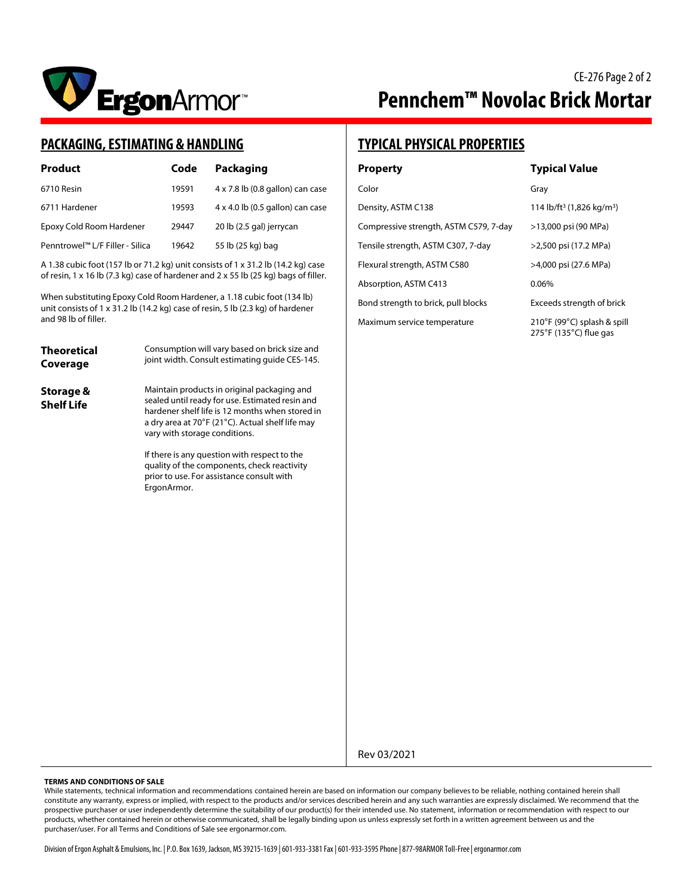## PACKAGING, ESTIMATING & HANDLING

| Product | Code | Packaging |
|---|---|---|
| 6710 Resin | 19591 | 4 x 7.8 lb (0.8 gallon) can case |
| 6711 Hardener | 19593 | 4 x 4.0 lb (0.5 gallon) can case |
| Epoxy Cold Room Hardener | 29447 | 20 lb (2.5 gal) jerrycan |
| Penntrowel™ L/F Filler - Silica | 19642 | 55 lb (25 kg) bag |

A 1.38 cubic foot (157 lb or 71.2 kg) unit consists of 1 x 31.2 lb (14.2 kg) case of resin, 1 x 16 lb (7.3 kg) case of hardener and 2 x 55 lb (25 kg) bags of filler.

When substituting Epoxy Cold Room Hardener, a 1.18 cubic foot (134 lb) unit consists of 1 x 31.2 lb (14.2 kg) case of resin, 5 lb (2.3 kg) of hardener and 98 lb of filler.

**Theoretical Coverage**

Consumption will vary based on brick size and joint width. Consult estimating guide CES-145.

**Storage & Shelf Life**

Maintain products in original packaging and sealed until ready for use. Estimated resin and hardener shelf life is 12 months when stored in a dry area at 70°F (21°C). Actual shelf life may vary with storage conditions.

If there is any question with respect to the quality of the components, check reactivity prior to use. For assistance consult with ErgonArmor.

## TYPICAL PHYSICAL PROPERTIES

| Property | Typical Value |
|---|---|
| Color | Gray |
| Density, ASTM C138 | 114 lb/ft$^3$ (1,826 kg/m$^3$) |
| Compressive strength, ASTM C579, 7-day | >13,000 psi (90 MPa) |
| Tensile strength, ASTM C307, 7-day | >2,500 psi (17.2 MPa) |
| Flexural strength, ASTM C580 | >4,000 psi (27.6 MPa) |
| Absorption, ASTM C413 | 0.06% |
| Bond strength to brick, pull blocks | Exceeds strength of brick |
| Maximum service temperature | 210°F (99°C) splash & spill<br>275°F (135°C) flue gas |

Rev 03/2021

**TERMS AND CONDITIONS OF SALE**

While statements, technical information and recommendations contained herein are based on information our company believes to be reliable, nothing contained herein shall constitute any warranty, express or implied, with respect to the products and/or services described herein and any such warranties are expressly disclaimed. We recommend that the prospective purchaser or user independently determine the suitability of our product(s) for their intended use. No statement, information or recommendation with respect to our products, whether contained herein or otherwise communicated, shall be legally binding upon us unless expressly set forth in a written agreement between us and the purchaser/user. For all Terms and Conditions of Sale see ergonarmor.com.

Division of Ergon Asphalt & Emulsions, Inc. | P.O. Box 1639, Jackson, MS 39215-1639 | 601-933-3381 Fax | 601-933-3595 Phone | 877-98ARMOR Toll-Free | ergonarmor.com